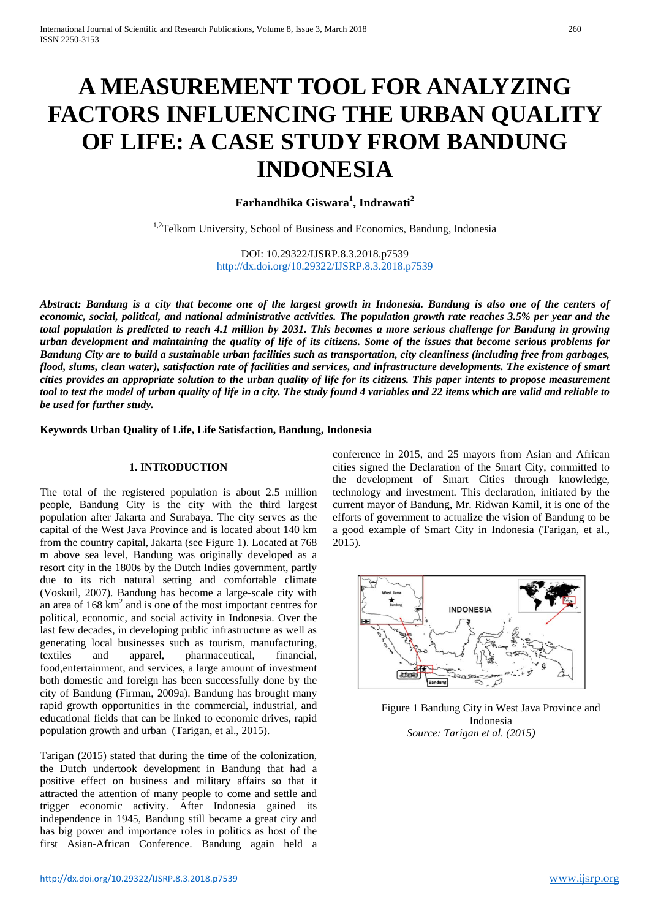# A MEASUREMENT TOOL FOR ANALYZING FACTORS INFLUENCING THE URBAN QUALITY OF LIFE: A CASE STUDY FROM BANDUNG INDONESIA

**Farhandhika Giswara[1], Indrawati[2]**

[1,2]Telkom University, School of Business and Economics, Bandung, Indonesia

DOI: 10.29322/IJSRP.8.3.2018.p7539
http://dx.doi.org/10.29322/IJSRP.8.3.2018.p7539

***Abstract: Bandung is a city that become one of the largest growth in Indonesia. Bandung is also one of the centers of economic, social, political, and national administrative activities. The population growth rate reaches 3.5% per year and the total population is predicted to reach 4.1 million by 2031. This becomes a more serious challenge for Bandung in growing urban development and maintaining the quality of life of its citizens. Some of the issues that become serious problems for Bandung City are to build a sustainable urban facilities such as transportation, city cleanliness (including free from garbages, flood, slums, clean water), satisfaction rate of facilities and services, and infrastructure developments. The existence of smart cities provides an appropriate solution to the urban quality of life for its citizens. This paper intents to propose measurement tool to test the model of urban quality of life in a city. The study found 4 variables and 22 items which are valid and reliable to be used for further study.***

**Keywords Urban Quality of Life, Life Satisfaction, Bandung, Indonesia**

## 1. INTRODUCTION

The total of the registered population is about 2.5 million people, Bandung City is the city with the third largest population after Jakarta and Surabaya. The city serves as the capital of the West Java Province and is located about 140 km from the country capital, Jakarta (see Figure 1). Located at 768 m above sea level, Bandung was originally developed as a resort city in the 1800s by the Dutch Indies government, partly due to its rich natural setting and comfortable climate (Voskuil, 2007). Bandung has become a large-scale city with an area of 168 km$^2$ and is one of the most important centres for political, economic, and social activity in Indonesia. Over the last few decades, in developing public infrastructure as well as generating local businesses such as tourism, manufacturing, textiles and apparel, pharmaceutical, financial, food,entertainment, and services, a large amount of investment both domestic and foreign has been successfully done by the city of Bandung (Firman, 2009a). Bandung has brought many rapid growth opportunities in the commercial, industrial, and educational fields that can be linked to economic drives, rapid population growth and urban (Tarigan, et al., 2015).

Tarigan (2015) stated that during the time of the colonization, the Dutch undertook development in Bandung that had a positive effect on business and military affairs so that it attracted the attention of many people to come and settle and trigger economic activity. After Indonesia gained its independence in 1945, Bandung still became a great city and has big power and importance roles in politics as host of the first Asian-African Conference. Bandung again held a conference in 2015, and 25 mayors from Asian and African cities signed the Declaration of the Smart City, committed to the development of Smart Cities through knowledge, technology and investment. This declaration, initiated by the current mayor of Bandung, Mr. Ridwan Kamil, it is one of the efforts of government to actualize the vision of Bandung to be a good example of Smart City in Indonesia (Tarigan, et al., 2015).

Figure 1 Bandung City in West Java Province and Indonesia
*Source: Tarigan et al. (2015)*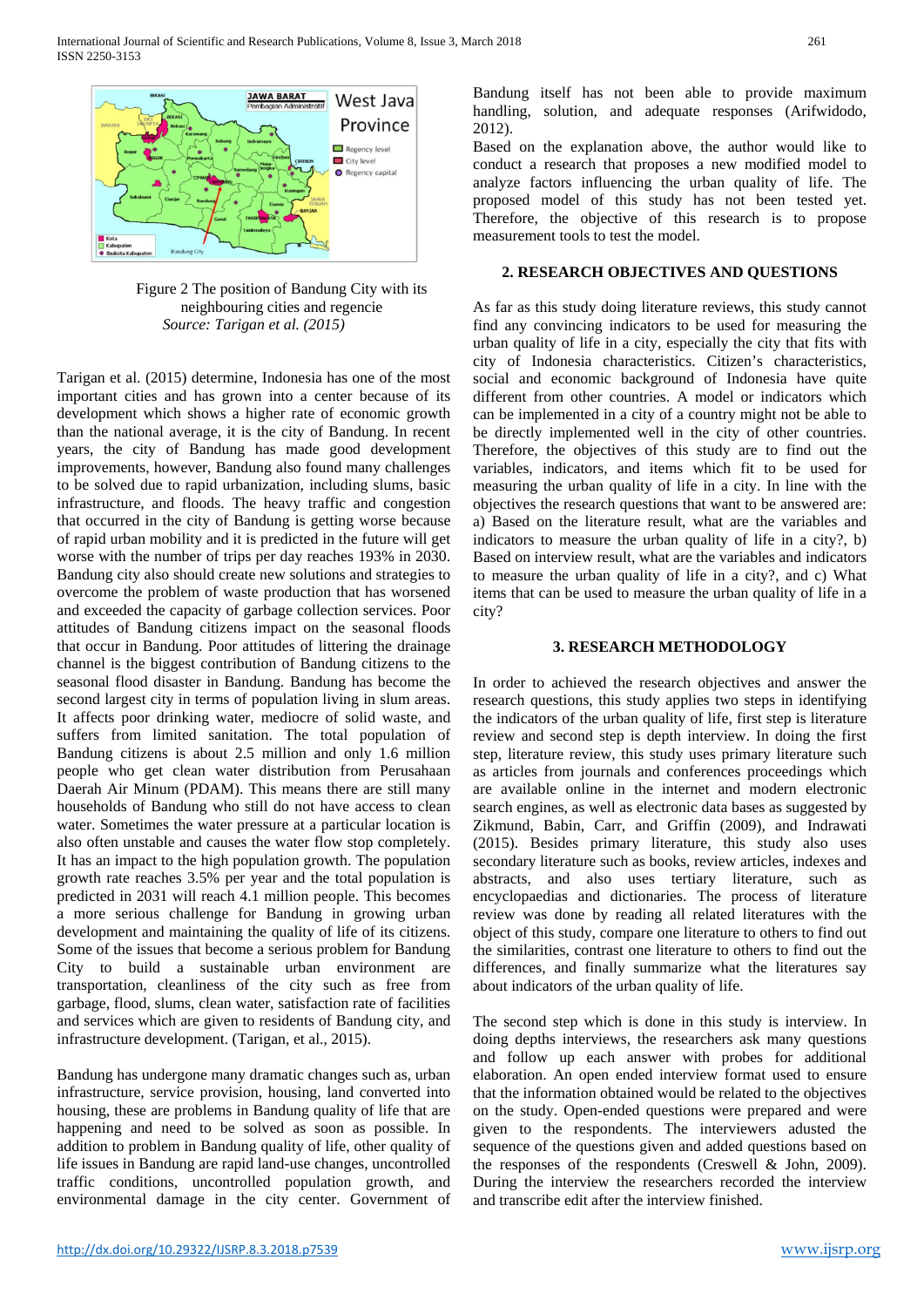Figure 2 The position of Bandung City with its neighbouring cities and regencie
*Source: Tarigan et al. (2015)*

Tarigan et al. (2015) determine, Indonesia has one of the most important cities and has grown into a center because of its development which shows a higher rate of economic growth than the national average, it is the city of Bandung. In recent years, the city of Bandung has made good development improvements, however, Bandung also found many challenges to be solved due to rapid urbanization, including slums, basic infrastructure, and floods. The heavy traffic and congestion that occurred in the city of Bandung is getting worse because of rapid urban mobility and it is predicted in the future will get worse with the number of trips per day reaches 193% in 2030. Bandung city also should create new solutions and strategies to overcome the problem of waste production that has worsened and exceeded the capacity of garbage collection services. Poor attitudes of Bandung citizens impact on the seasonal floods that occur in Bandung. Poor attitudes of littering the drainage channel is the biggest contribution of Bandung citizens to the seasonal flood disaster in Bandung. Bandung has become the second largest city in terms of population living in slum areas. It affects poor drinking water, mediocre of solid waste, and suffers from limited sanitation. The total population of Bandung citizens is about 2.5 million and only 1.6 million people who get clean water distribution from Perusahaan Daerah Air Minum (PDAM). This means there are still many households of Bandung who still do not have access to clean water. Sometimes the water pressure at a particular location is also often unstable and causes the water flow stop completely. It has an impact to the high population growth. The population growth rate reaches 3.5% per year and the total population is predicted in 2031 will reach 4.1 million people. This becomes a more serious challenge for Bandung in growing urban development and maintaining the quality of life of its citizens. Some of the issues that become a serious problem for Bandung City to build a sustainable urban environment are transportation, cleanliness of the city such as free from garbage, flood, slums, clean water, satisfaction rate of facilities and services which are given to residents of Bandung city, and infrastructure development. (Tarigan, et al., 2015).

Bandung has undergone many dramatic changes such as, urban infrastructure, service provision, housing, land converted into housing, these are problems in Bandung quality of life that are happening and need to be solved as soon as possible. In addition to problem in Bandung quality of life, other quality of life issues in Bandung are rapid land-use changes, uncontrolled traffic conditions, uncontrolled population growth, and environmental damage in the city center. Government of Bandung itself has not been able to provide maximum handling, solution, and adequate responses (Arifwidodo, 2012).

Based on the explanation above, the author would like to conduct a research that proposes a new modified model to analyze factors influencing the urban quality of life. The proposed model of this study has not been tested yet. Therefore, the objective of this research is to propose measurement tools to test the model.

## 2. RESEARCH OBJECTIVES AND QUESTIONS

As far as this study doing literature reviews, this study cannot find any convincing indicators to be used for measuring the urban quality of life in a city, especially the city that fits with city of Indonesia characteristics. Citizen's characteristics, social and economic background of Indonesia have quite different from other countries. A model or indicators which can be implemented in a city of a country might not be able to be directly implemented well in the city of other countries. Therefore, the objectives of this study are to find out the variables, indicators, and items which fit to be used for measuring the urban quality of life in a city. In line with the objectives the research questions that want to be answered are: a) Based on the literature result, what are the variables and indicators to measure the urban quality of life in a city?, b) Based on interview result, what are the variables and indicators to measure the urban quality of life in a city?, and c) What items that can be used to measure the urban quality of life in a city?

## 3. RESEARCH METHODOLOGY

In order to achieved the research objectives and answer the research questions, this study applies two steps in identifying the indicators of the urban quality of life, first step is literature review and second step is depth interview. In doing the first step, literature review, this study uses primary literature such as articles from journals and conferences proceedings which are available online in the internet and modern electronic search engines, as well as electronic data bases as suggested by Zikmund, Babin, Carr, and Griffin (2009), and Indrawati (2015). Besides primary literature, this study also uses secondary literature such as books, review articles, indexes and abstracts, and also uses tertiary literature, such as encyclopaedias and dictionaries. The process of literature review was done by reading all related literatures with the object of this study, compare one literature to others to find out the similarities, contrast one literature to others to find out the differences, and finally summarize what the literatures say about indicators of the urban quality of life.

The second step which is done in this study is interview. In doing depths interviews, the researchers ask many questions and follow up each answer with probes for additional elaboration. An open ended interview format used to ensure that the information obtained would be related to the objectives on the study. Open-ended questions were prepared and were given to the respondents. The interviewers adusted the sequence of the questions given and added questions based on the responses of the respondents (Creswell & John, 2009). During the interview the researchers recorded the interview and transcribe edit after the interview finished.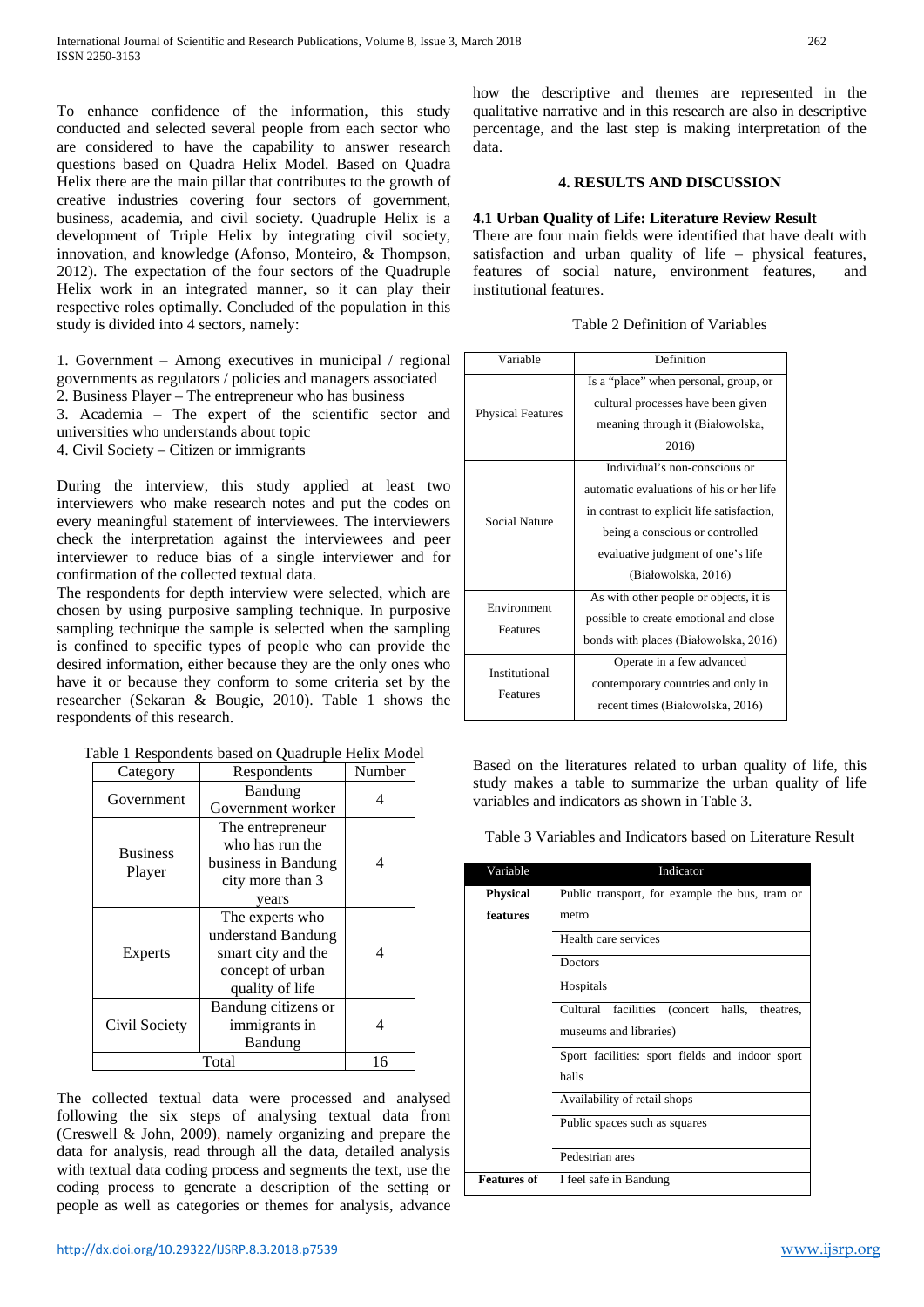To enhance confidence of the information, this study conducted and selected several people from each sector who are considered to have the capability to answer research questions based on Quadra Helix Model. Based on Quadra Helix there are the main pillar that contributes to the growth of creative industries covering four sectors of government, business, academia, and civil society. Quadruple Helix is a development of Triple Helix by integrating civil society, innovation, and knowledge (Afonso, Monteiro, & Thompson, 2012). The expectation of the four sectors of the Quadruple Helix work in an integrated manner, so it can play their respective roles optimally. Concluded of the population in this study is divided into 4 sectors, namely:

1. Government – Among executives in municipal / regional governments as regulators / policies and managers associated
2. Business Player – The entrepreneur who has business
3. Academia – The expert of the scientific sector and universities who understands about topic
4. Civil Society – Citizen or immigrants

During the interview, this study applied at least two interviewers who make research notes and put the codes on every meaningful statement of interviewees. The interviewers check the interpretation against the interviewees and peer interviewer to reduce bias of a single interviewer and for confirmation of the collected textual data.

The respondents for depth interview were selected, which are chosen by using purposive sampling technique. In purposive sampling technique the sample is selected when the sampling is confined to specific types of people who can provide the desired information, either because they are the only ones who have it or because they conform to some criteria set by the researcher (Sekaran & Bougie, 2010). Table 1 shows the respondents of this research.

Table 1 Respondents based on Quadruple Helix Model

| Category | Respondents | Number |
|---|---|---|
| Government | Bandung Government worker | 4 |
| Business Player | The entrepreneur who has run the business in Bandung city more than 3 years | 4 |
| Experts | The experts who understand Bandung smart city and the concept of urban quality of life | 4 |
| Civil Society | Bandung citizens or immigrants in Bandung | 4 |
| Total | | 16 |

The collected textual data were processed and analysed following the six steps of analysing textual data from (Creswell & John, 2009), namely organizing and prepare the data for analysis, read through all the data, detailed analysis with textual data coding process and segments the text, use the coding process to generate a description of the setting or people as well as categories or themes for analysis, advance how the descriptive and themes are represented in the qualitative narrative and in this research are also in descriptive percentage, and the last step is making interpretation of the data.

## 4. RESULTS AND DISCUSSION

### 4.1 Urban Quality of Life: Literature Review Result

There are four main fields were identified that have dealt with satisfaction and urban quality of life – physical features, features of social nature, environment features, and institutional features.

Table 2 Definition of Variables

| Variable | Definition |
|---|---|
| Physical Features | Is a "place" when personal, group, or cultural processes have been given meaning through it (Białowolska, 2016) |
| Social Nature | Individual's non-conscious or automatic evaluations of his or her life in contrast to explicit life satisfaction, being a conscious or controlled evaluative judgment of one's life (Białowolska, 2016) |
| Environment Features | As with other people or objects, it is possible to create emotional and close bonds with places (Białowolska, 2016) |
| Institutional Features | Operate in a few advanced contemporary countries and only in recent times (Białowolska, 2016) |

Based on the literatures related to urban quality of life, this study makes a table to summarize the urban quality of life variables and indicators as shown in Table 3.

Table 3 Variables and Indicators based on Literature Result

| Variable | Indicator |
|---|---|
| **Physical features** | Public transport, for example the bus, tram or metro |
| | Health care services |
| | Doctors |
| | Hospitals |
| | Cultural facilities (concert halls, theatres, museums and libraries) |
| | Sport facilities: sport fields and indoor sport halls |
| | Availability of retail shops |
| | Public spaces such as squares |
| | Pedestrian ares |
| **Features of** | I feel safe in Bandung |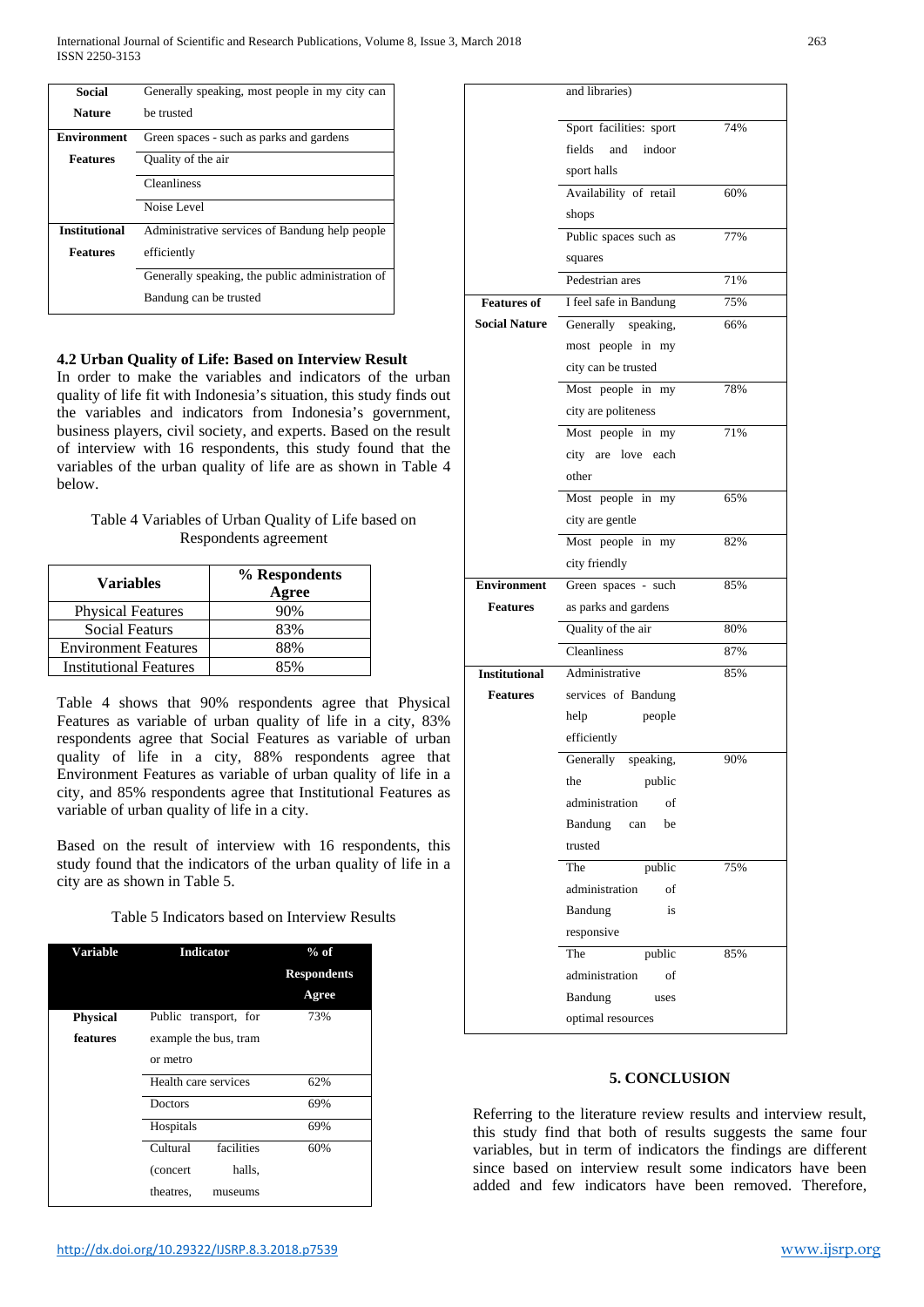| Social Nature | Generally speaking, most people in my city can be trusted |
|---|---|
| Environment Features | Green spaces - such as parks and gardens |
| | Quality of the air |
| | Cleanliness |
| | Noise Level |
| Institutional Features | Administrative services of Bandung help people efficiently |
| | Generally speaking, the public administration of Bandung can be trusted |

### 4.2 Urban Quality of Life: Based on Interview Result

In order to make the variables and indicators of the urban quality of life fit with Indonesia's situation, this study finds out the variables and indicators from Indonesia's government, business players, civil society, and experts. Based on the result of interview with 16 respondents, this study found that the variables of the urban quality of life are as shown in Table 4 below.

Table 4 Variables of Urban Quality of Life based on Respondents agreement

| Variables | % Respondents Agree |
|---|---|
| Physical Features | 90% |
| Social Featurs | 83% |
| Environment Features | 88% |
| Institutional Features | 85% |

Table 4 shows that 90% respondents agree that Physical Features as variable of urban quality of life in a city, 83% respondents agree that Social Features as variable of urban quality of life in a city, 88% respondents agree that Environment Features as variable of urban quality of life in a city, and 85% respondents agree that Institutional Features as variable of urban quality of life in a city.

Based on the result of interview with 16 respondents, this study found that the indicators of the urban quality of life in a city are as shown in Table 5.

Table 5 Indicators based on Interview Results

| Variable | Indicator | % of Respondents Agree |
|---|---|---|
| Physical features | Public transport, for example the bus, tram or metro | 73% |
| | Health care services | 62% |
| | Doctors | 69% |
| | Hospitals | 69% |
| | Cultural facilities (concert halls, theatres, museums and libraries) | 60% |
| | Sport facilities: sport fields and indoor sport halls | 74% |
| | Availability of retail shops | 60% |
| | Public spaces such as squares | 77% |
| | Pedestrian ares | 71% |
| Features of Social Nature | I feel safe in Bandung | 75% |
| | Generally speaking, most people in my city can be trusted | 66% |
| | Most people in my city are politeness | 78% |
| | Most people in my city are love each other | 71% |
| | Most people in my city are gentle | 65% |
| | Most people in my city friendly | 82% |
| Environment Features | Green spaces - such as parks and gardens | 85% |
| | Quality of the air | 80% |
| | Cleanliness | 87% |
| Institutional Features | Administrative services of Bandung help people efficiently | 85% |
| | Generally speaking, the public administration of Bandung can be trusted | 90% |
| | The public administration of Bandung is responsive | 75% |
| | The public administration of Bandung uses optimal resources | 85% |

## 5. CONCLUSION

Referring to the literature review results and interview result, this study find that both of results suggests the same four variables, but in term of indicators the findings are different since based on interview result some indicators have been added and few indicators have been removed. Therefore,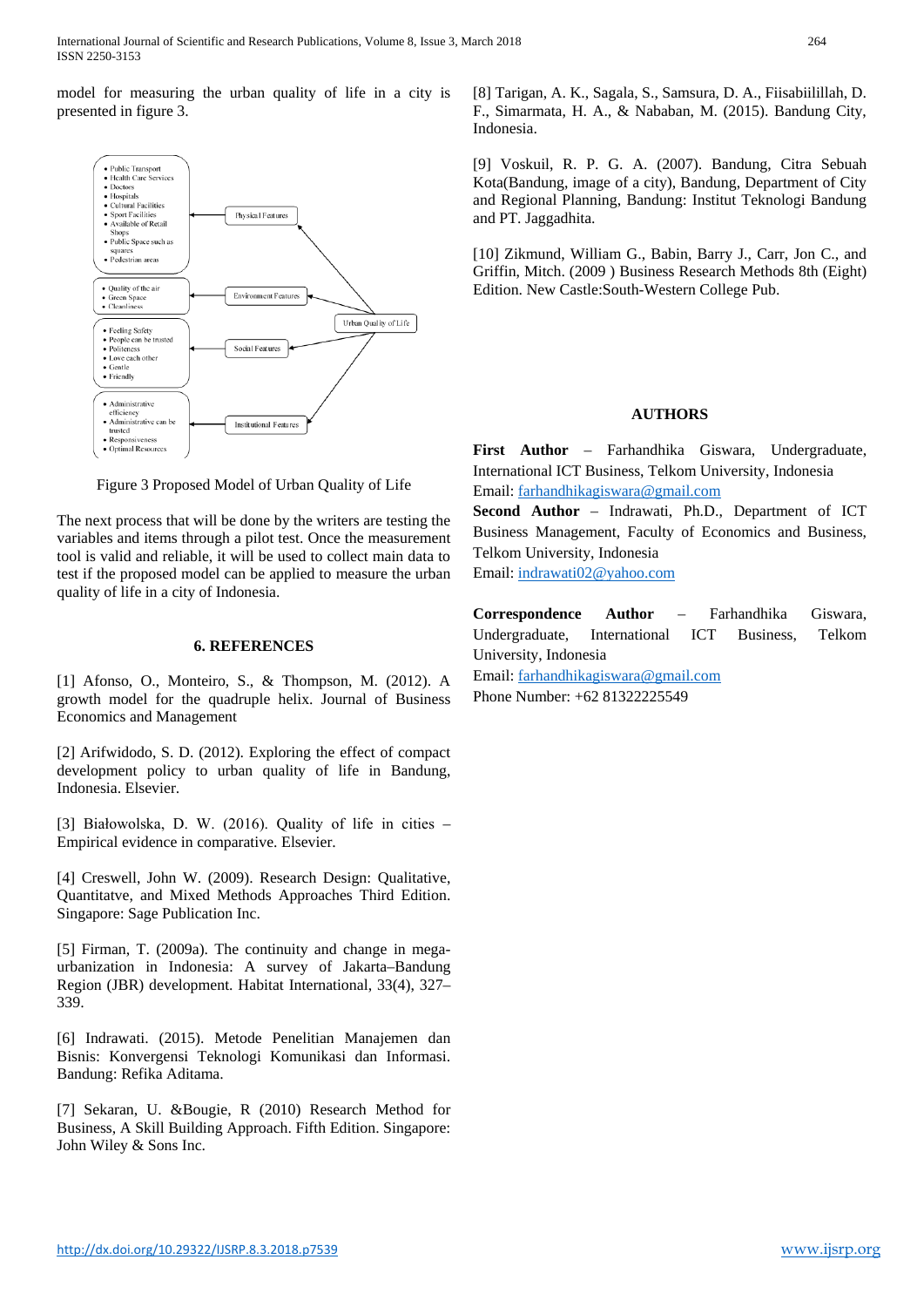model for measuring the urban quality of life in a city is presented in figure 3.

- Public Transport
- Health Care Services
- Doctors
- Hospitals
- Cultural Facilities
- Sport Facilities
- Available of Retail Shops
- Public Space such as squares
- Pedestrian areas

Physical Features

- Quality of the air
- Green Space
- Cleanliness

Environment Features

Urban Quality of Life

- Feeling Safety
- People can be trusted
- Politeness
- Love each other
- Gentle
- Friendly

Social Features

- Administrative efficiency
- Administrative can be trusted
- Responsiveness
- Optimal Resources

Institutional Features

Figure 3 Proposed Model of Urban Quality of Life

The next process that will be done by the writers are testing the variables and items through a pilot test. Once the measurement tool is valid and reliable, it will be used to collect main data to test if the proposed model can be applied to measure the urban quality of life in a city of Indonesia.

## 6. REFERENCES

[1] Afonso, O., Monteiro, S., & Thompson, M. (2012). A growth model for the quadruple helix. Journal of Business Economics and Management

[2] Arifwidodo, S. D. (2012). Exploring the effect of compact development policy to urban quality of life in Bandung, Indonesia. Elsevier.

[3] Białowolska, D. W. (2016). Quality of life in cities – Empirical evidence in comparative. Elsevier.

[4] Creswell, John W. (2009). Research Design: Qualitative, Quantitatve, and Mixed Methods Approaches Third Edition. Singapore: Sage Publication Inc.

[5] Firman, T. (2009a). The continuity and change in mega-urbanization in Indonesia: A survey of Jakarta–Bandung Region (JBR) development. Habitat International, 33(4), 327–339.

[6] Indrawati. (2015). Metode Penelitian Manajemen dan Bisnis: Konvergensi Teknologi Komunikasi dan Informasi. Bandung: Refika Aditama.

[7] Sekaran, U. &Bougie, R (2010) Research Method for Business, A Skill Building Approach. Fifth Edition. Singapore: John Wiley & Sons Inc.

[8] Tarigan, A. K., Sagala, S., Samsura, D. A., Fiisabiilillah, D. F., Simarmata, H. A., & Nababan, M. (2015). Bandung City, Indonesia.

[9] Voskuil, R. P. G. A. (2007). Bandung, Citra Sebuah Kota(Bandung, image of a city), Bandung, Department of City and Regional Planning, Bandung: Institut Teknologi Bandung and PT. Jaggadhita.

[10] Zikmund, William G., Babin, Barry J., Carr, Jon C., and Griffin, Mitch. (2009 ) Business Research Methods 8th (Eight) Edition. New Castle:South-Western College Pub.

## AUTHORS

**First Author** – Farhandhika Giswara, Undergraduate, International ICT Business, Telkom University, Indonesia
Email: farhandhikagiswara@gmail.com

**Second Author** – Indrawati, Ph.D., Department of ICT Business Management, Faculty of Economics and Business, Telkom University, Indonesia
Email: indrawati02@yahoo.com

**Correspondence Author** – Farhandhika Giswara, Undergraduate, International ICT Business, Telkom University, Indonesia
Email: farhandhikagiswara@gmail.com
Phone Number: +62 81322225549